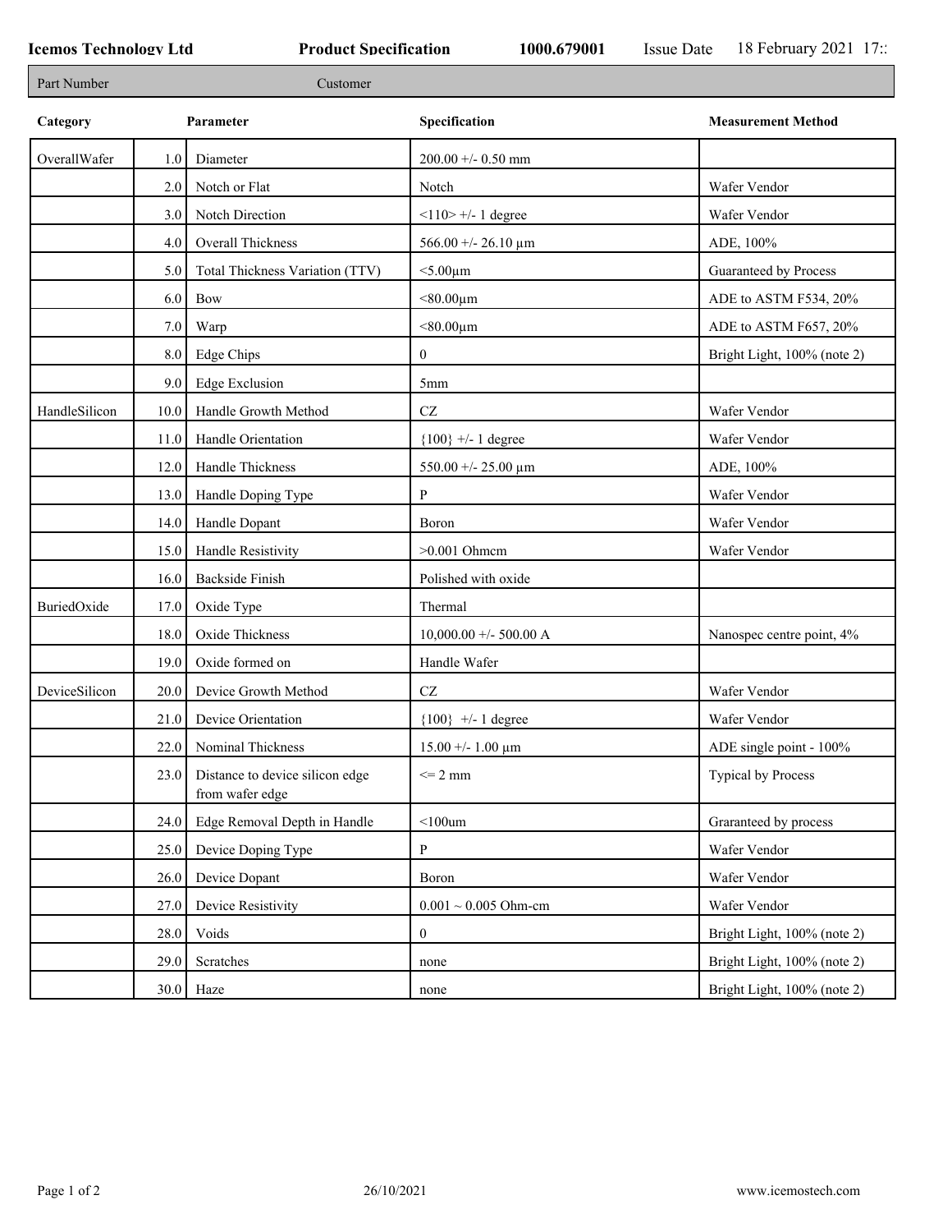**Icemos Technology Ltd** **Product Specification** **1000.679001** Issue Date 18 February 2021 17::

| Part Number | Customer |
|---|---|

| Category | | Parameter | Specification | Measurement Method |
|---|---|---|---|---|
| OverallWafer | 1.0 | Diameter | 200.00 +/- 0.50 mm | |
| | 2.0 | Notch or Flat | Notch | Wafer Vendor |
| | 3.0 | Notch Direction | <110> +/- 1 degree | Wafer Vendor |
| | 4.0 | Overall Thickness | 566.00 +/- 26.10 µm | ADE, 100% |
| | 5.0 | Total Thickness Variation (TTV) | <5.00µm | Guaranteed by Process |
| | 6.0 | Bow | <80.00µm | ADE to ASTM F534, 20% |
| | 7.0 | Warp | <80.00µm | ADE to ASTM F657, 20% |
| | 8.0 | Edge Chips | 0 | Bright Light, 100% (note 2) |
| | 9.0 | Edge Exclusion | 5mm | |
| HandleSilicon | 10.0 | Handle Growth Method | CZ | Wafer Vendor |
| | 11.0 | Handle Orientation | {100} +/- 1 degree | Wafer Vendor |
| | 12.0 | Handle Thickness | 550.00 +/- 25.00 µm | ADE, 100% |
| | 13.0 | Handle Doping Type | P | Wafer Vendor |
| | 14.0 | Handle Dopant | Boron | Wafer Vendor |
| | 15.0 | Handle Resistivity | >0.001 Ohmcm | Wafer Vendor |
| | 16.0 | Backside Finish | Polished with oxide | |
| BuriedOxide | 17.0 | Oxide Type | Thermal | |
| | 18.0 | Oxide Thickness | 10,000.00 +/- 500.00 A | Nanospec centre point, 4% |
| | 19.0 | Oxide formed on | Handle Wafer | |
| DeviceSilicon | 20.0 | Device Growth Method | CZ | Wafer Vendor |
| | 21.0 | Device Orientation | {100} +/- 1 degree | Wafer Vendor |
| | 22.0 | Nominal Thickness | 15.00 +/- 1.00 µm | ADE single point - 100% |
| | 23.0 | Distance to device silicon edge from wafer edge | <= 2 mm | Typical by Process |
| | 24.0 | Edge Removal Depth in Handle | <100um | Graranteed by process |
| | 25.0 | Device Doping Type | P | Wafer Vendor |
| | 26.0 | Device Dopant | Boron | Wafer Vendor |
| | 27.0 | Device Resistivity | 0.001 ~ 0.005 Ohm-cm | Wafer Vendor |
| | 28.0 | Voids | 0 | Bright Light, 100% (note 2) |
| | 29.0 | Scratches | none | Bright Light, 100% (note 2) |
| | 30.0 | Haze | none | Bright Light, 100% (note 2) |

26/10/2021 www.icemostech.com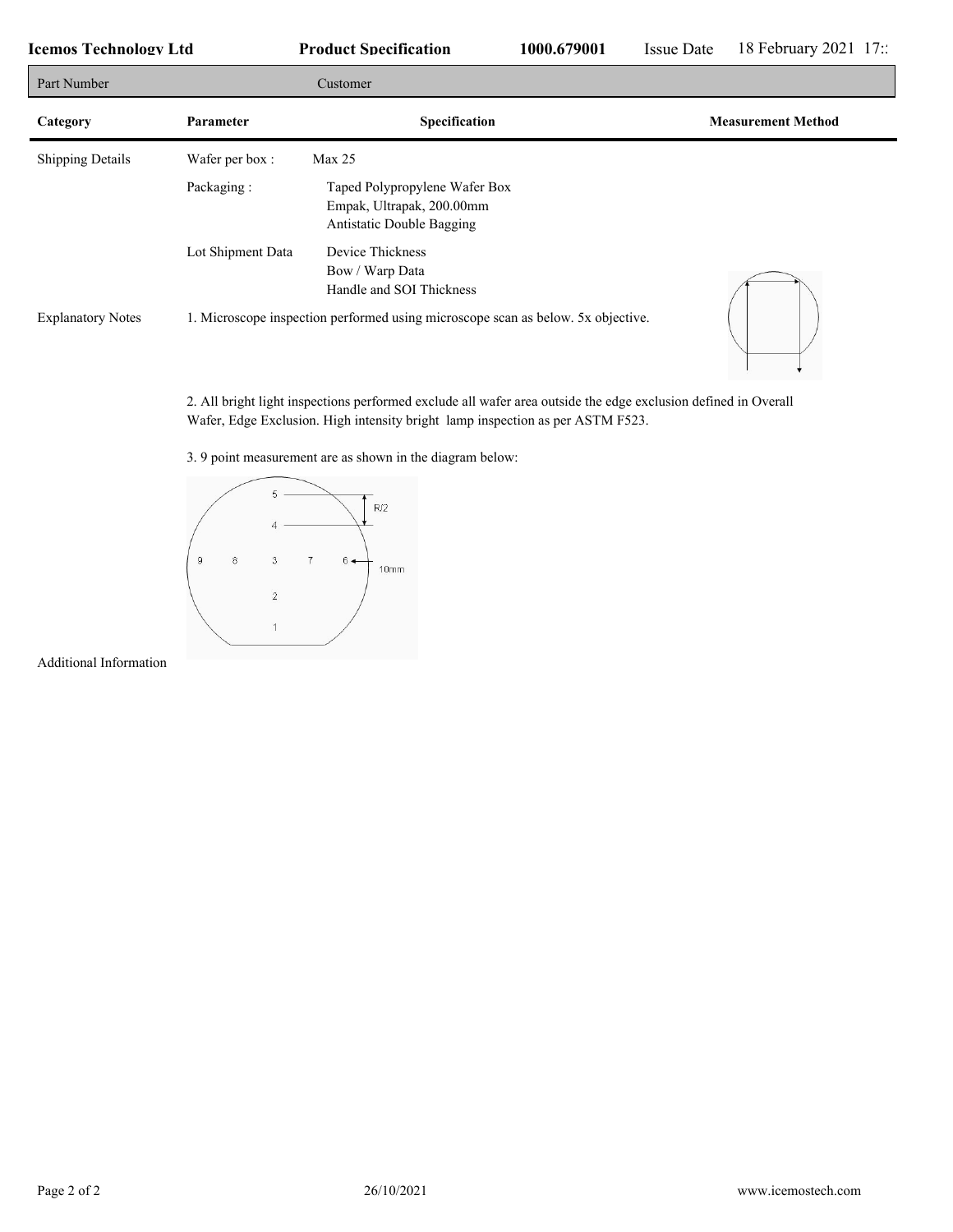| Part Number | Customer | | |
|---|---|---|---|
| **Category** | **Parameter** | **Specification** | **Measurement Method** |
| Shipping Details | Wafer per box : | Max 25 | |
| | Packaging : | Taped Polypropylene Wafer Box<br>Empak, Ultrapak, 200.00mm<br>Antistatic Double Bagging | |
| | Lot Shipment Data | Device Thickness<br>Bow / Warp Data<br>Handle and SOI Thickness | |

Explanatory Notes

1. Microscope inspection performed using microscope scan as below. 5x objective.

2. All bright light inspections performed exclude all wafer area outside the edge exclusion defined in Overall Wafer, Edge Exclusion. High intensity bright lamp inspection as per ASTM F523.

3. 9 point measurement are as shown in the diagram below:

5
R/2
4
9 8 3 7 6
10mm
2
1

Additional Information